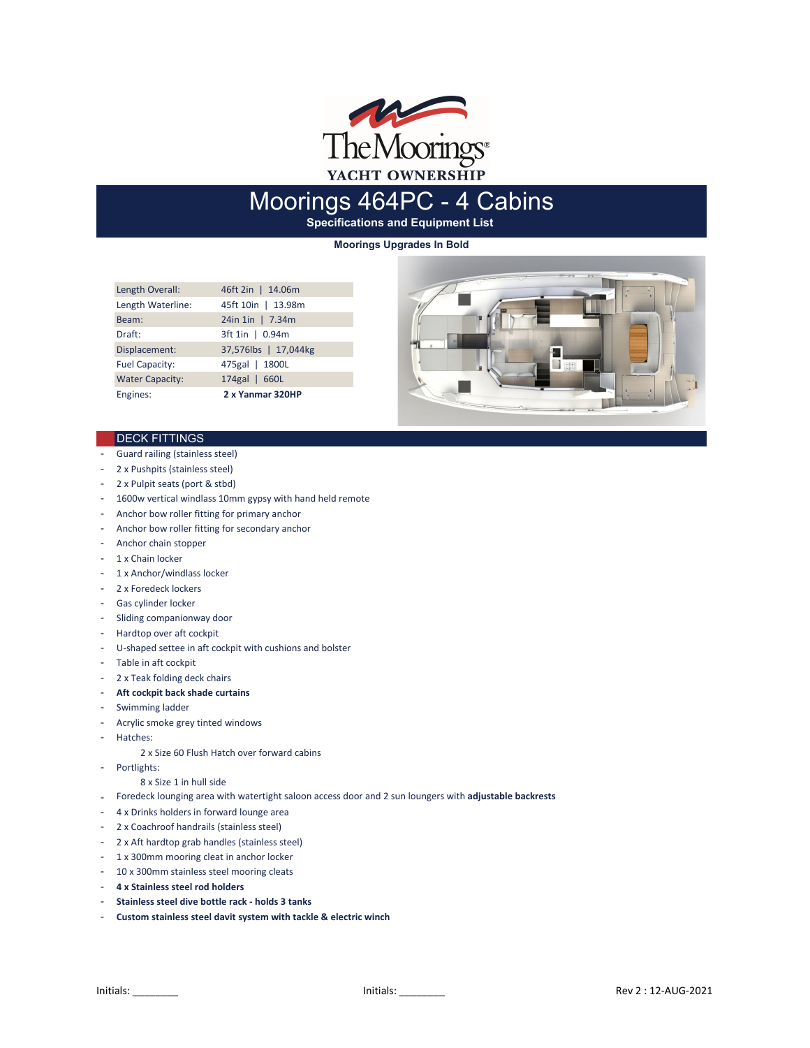The Moorings
YACHT OWNERSHIP

# Moorings 464PC - 4 Cabins

**Specifications and Equipment List**

**Moorings Upgrades In Bold**

| | |
|---|---|
| Length Overall: | 46ft 2in \| 14.06m |
| Length Waterline: | 45ft 10in \| 13.98m |
| Beam: | 24in 1in \| 7.34m |
| Draft: | 3ft 1in \| 0.94m |
| Displacement: | 37,576lbs \| 17,044kg |
| Fuel Capacity: | 475gal \| 1800L |
| Water Capacity: | 174gal \| 660L |
| Engines: | **2 x Yanmar 320HP** |

## DECK FITTINGS

- Guard railing (stainless steel)
- 2 x Pushpits (stainless steel)
- 2 x Pulpit seats (port & stbd)
- 1600w vertical windlass 10mm gypsy with hand held remote
- Anchor bow roller fitting for primary anchor
- Anchor bow roller fitting for secondary anchor
- Anchor chain stopper
- 1 x Chain locker
- 1 x Anchor/windlass locker
- 2 x Foredeck lockers
- Gas cylinder locker
- Sliding companionway door
- Hardtop over aft cockpit
- U-shaped settee in aft cockpit with cushions and bolster
- Table in aft cockpit
- 2 x Teak folding deck chairs
- **Aft cockpit back shade curtains**
- Swimming ladder
- Acrylic smoke grey tinted windows
- Hatches:
  - 2 x Size 60 Flush Hatch over forward cabins
- Portlights:
  - 8 x Size 1 in hull side
- Foredeck lounging area with watertight saloon access door and 2 sun loungers with **adjustable backrests**
- 4 x Drinks holders in forward lounge area
- 2 x Coachroof handrails (stainless steel)
- 2 x Aft hardtop grab handles (stainless steel)
- 1 x 300mm mooring cleat in anchor locker
- 10 x 300mm stainless steel mooring cleats
- **4 x Stainless steel rod holders**
- **Stainless steel dive bottle rack - holds 3 tanks**
- **Custom stainless steel davit system with tackle & electric winch**

Initials: ________ Initials: ________ Rev 2 : 12-AUG-2021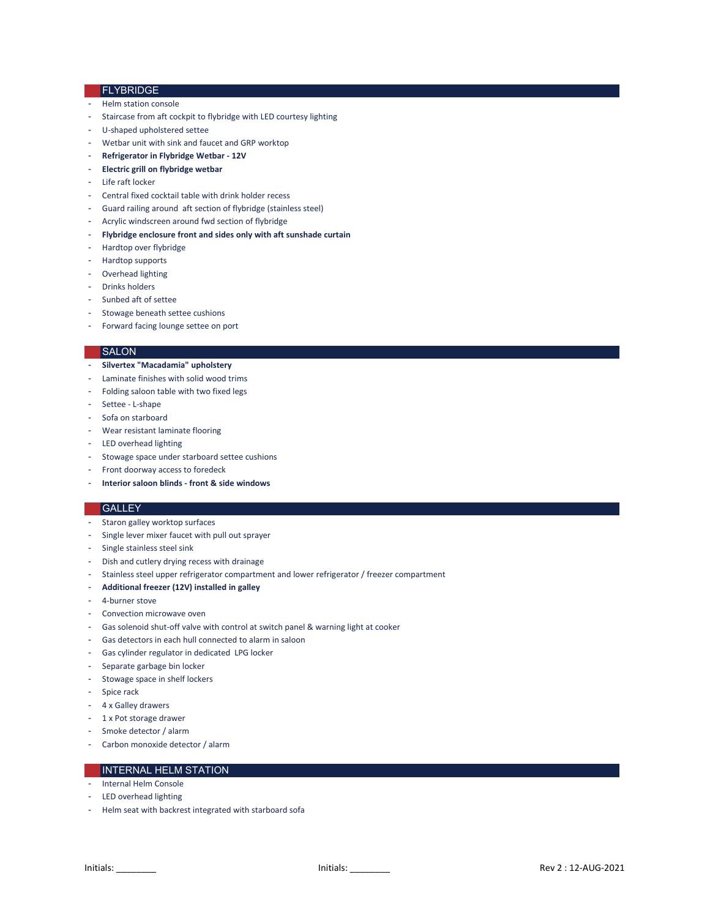## FLYBRIDGE

- Helm station console
- Staircase from aft cockpit to flybridge with LED courtesy lighting
- U-shaped upholstered settee
- Wetbar unit with sink and faucet and GRP worktop
- **Refrigerator in Flybridge Wetbar - 12V**
- **Electric grill on flybridge wetbar**
- Life raft locker
- Central fixed cocktail table with drink holder recess
- Guard railing around aft section of flybridge (stainless steel)
- Acrylic windscreen around fwd section of flybridge
- **Flybridge enclosure front and sides only with aft sunshade curtain**
- Hardtop over flybridge
- Hardtop supports
- Overhead lighting
- Drinks holders
- Sunbed aft of settee
- Stowage beneath settee cushions
- Forward facing lounge settee on port

## SALON

- **Silvertex "Macadamia" upholstery**
- Laminate finishes with solid wood trims
- Folding saloon table with two fixed legs
- Settee - L-shape
- Sofa on starboard
- Wear resistant laminate flooring
- LED overhead lighting
- Stowage space under starboard settee cushions
- Front doorway access to foredeck
- **Interior saloon blinds - front & side windows**

## GALLEY

- Staron galley worktop surfaces
- Single lever mixer faucet with pull out sprayer
- Single stainless steel sink
- Dish and cutlery drying recess with drainage
- Stainless steel upper refrigerator compartment and lower refrigerator / freezer compartment
- **Additional freezer (12V) installed in galley**
- 4-burner stove
- Convection microwave oven
- Gas solenoid shut-off valve with control at switch panel & warning light at cooker
- Gas detectors in each hull connected to alarm in saloon
- Gas cylinder regulator in dedicated LPG locker
- Separate garbage bin locker
- Stowage space in shelf lockers
- Spice rack
- 4 x Galley drawers
- 1 x Pot storage drawer
- Smoke detector / alarm
- Carbon monoxide detector / alarm

## INTERNAL HELM STATION

- Internal Helm Console
- LED overhead lighting
- Helm seat with backrest integrated with starboard sofa

Initials: ________ Initials: ________ Rev 2 : 12-AUG-2021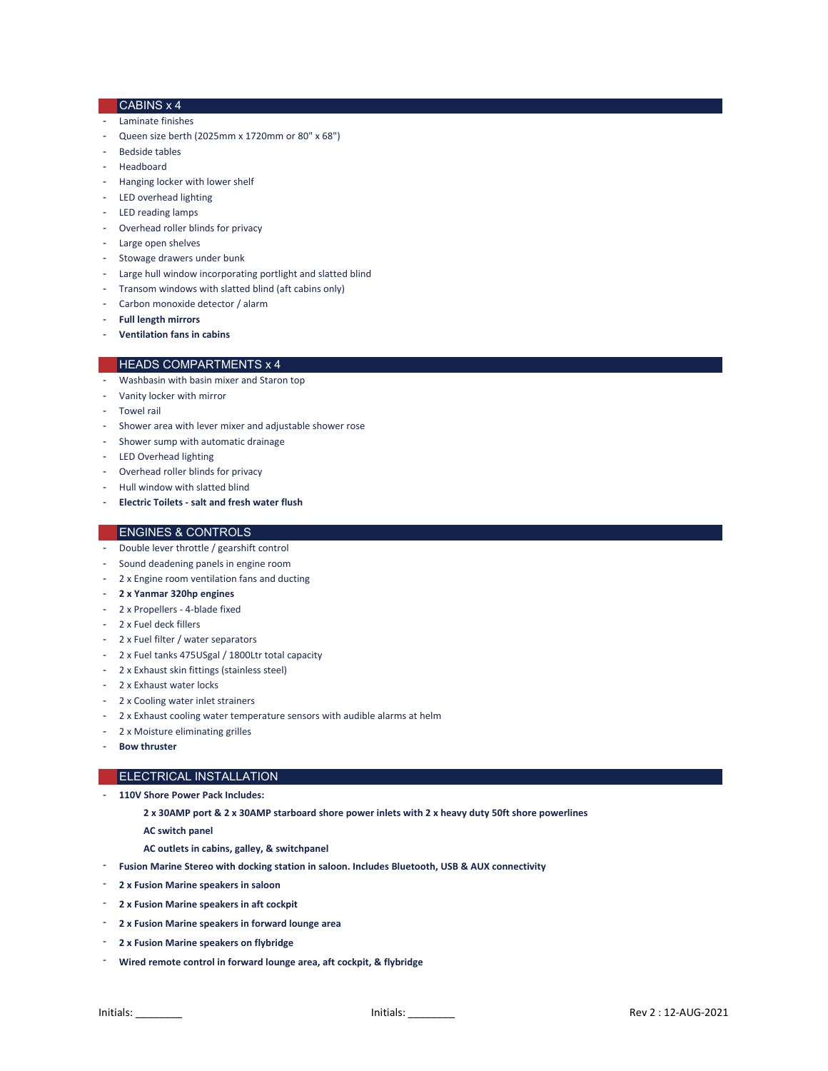## CABINS x 4

- Laminate finishes
- Queen size berth (2025mm x 1720mm or 80" x 68")
- Bedside tables
- Headboard
- Hanging locker with lower shelf
- LED overhead lighting
- LED reading lamps
- Overhead roller blinds for privacy
- Large open shelves
- Stowage drawers under bunk
- Large hull window incorporating portlight and slatted blind
- Transom windows with slatted blind (aft cabins only)
- Carbon monoxide detector / alarm
- **Full length mirrors**
- **Ventilation fans in cabins**

## HEADS COMPARTMENTS x 4

- Washbasin with basin mixer and Staron top
- Vanity locker with mirror
- Towel rail
- Shower area with lever mixer and adjustable shower rose
- Shower sump with automatic drainage
- LED Overhead lighting
- Overhead roller blinds for privacy
- Hull window with slatted blind
- **Electric Toilets - salt and fresh water flush**

## ENGINES & CONTROLS

- Double lever throttle / gearshift control
- Sound deadening panels in engine room
- 2 x Engine room ventilation fans and ducting
- **2 x Yanmar 320hp engines**
- 2 x Propellers - 4-blade fixed
- 2 x Fuel deck fillers
- 2 x Fuel filter / water separators
- 2 x Fuel tanks 475USgal / 1800Ltr total capacity
- 2 x Exhaust skin fittings (stainless steel)
- 2 x Exhaust water locks
- 2 x Cooling water inlet strainers
- 2 x Exhaust cooling water temperature sensors with audible alarms at helm
- 2 x Moisture eliminating grilles
- **Bow thruster**

## ELECTRICAL INSTALLATION

- **110V Shore Power Pack Includes:**
  - **2 x 30AMP port & 2 x 30AMP starboard shore power inlets with 2 x heavy duty 50ft shore powerlines**
  - **AC switch panel**
  - **AC outlets in cabins, galley, & switchpanel**
- **Fusion Marine Stereo with docking station in saloon. Includes Bluetooth, USB & AUX connectivity**
- **2 x Fusion Marine speakers in saloon**
- **2 x Fusion Marine speakers in aft cockpit**
- **2 x Fusion Marine speakers in forward lounge area**
- **2 x Fusion Marine speakers on flybridge**
- **Wired remote control in forward lounge area, aft cockpit, & flybridge**

Initials: ________ Initials: ________ Rev 2 : 12-AUG-2021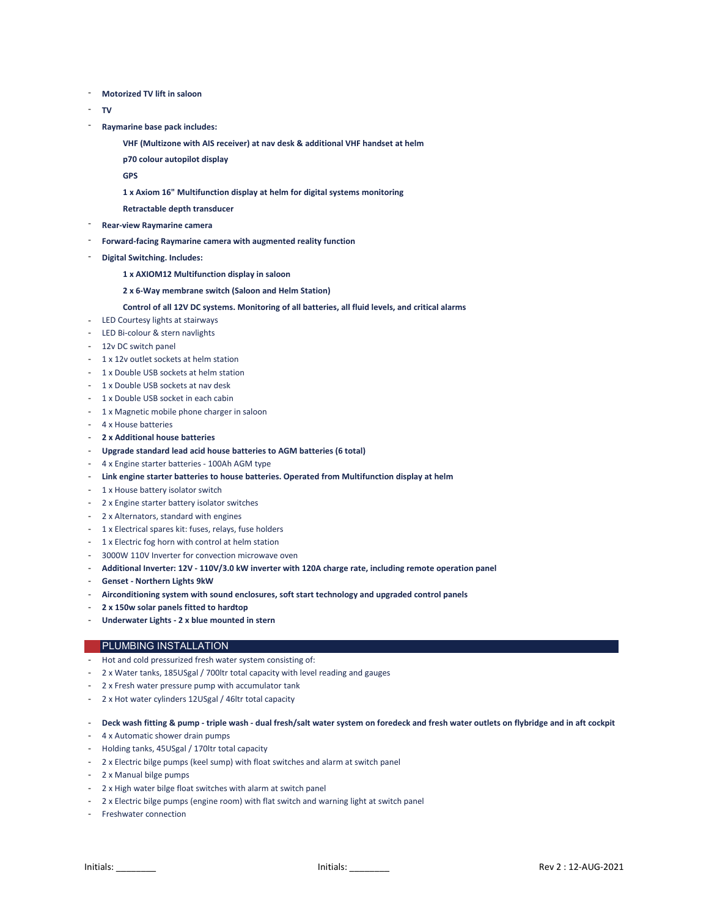- **Motorized TV lift in saloon**
- **TV**
- **Raymarine base pack includes:**
  - **VHF (Multizone with AIS receiver) at nav desk & additional VHF handset at helm**
  - **p70 colour autopilot display**
  - **GPS**
  - **1 x Axiom 16" Multifunction display at helm for digital systems monitoring**
  - **Retractable depth transducer**
- **Rear-view Raymarine camera**
- **Forward-facing Raymarine camera with augmented reality function**
- **Digital Switching. Includes:**
  - **1 x AXIOM12 Multifunction display in saloon**
  - **2 x 6-Way membrane switch (Saloon and Helm Station)**
  - **Control of all 12V DC systems. Monitoring of all batteries, all fluid levels, and critical alarms**
- LED Courtesy lights at stairways
- LED Bi-colour & stern navlights
- 12v DC switch panel
- 1 x 12v outlet sockets at helm station
- 1 x Double USB sockets at helm station
- 1 x Double USB sockets at nav desk
- 1 x Double USB socket in each cabin
- 1 x Magnetic mobile phone charger in saloon
- 4 x House batteries
- **2 x Additional house batteries**
- **Upgrade standard lead acid house batteries to AGM batteries (6 total)**
- 4 x Engine starter batteries - 100Ah AGM type
- **Link engine starter batteries to house batteries. Operated from Multifunction display at helm**
- 1 x House battery isolator switch
- 2 x Engine starter battery isolator switches
- 2 x Alternators, standard with engines
- 1 x Electrical spares kit: fuses, relays, fuse holders
- 1 x Electric fog horn with control at helm station
- 3000W 110V Inverter for convection microwave oven
- **Additional Inverter: 12V - 110V/3.0 kW inverter with 120A charge rate, including remote operation panel**
- **Genset - Northern Lights 9kW**
- **Airconditioning system with sound enclosures, soft start technology and upgraded control panels**
- **2 x 150w solar panels fitted to hardtop**
- **Underwater Lights - 2 x blue mounted in stern**

## PLUMBING INSTALLATION

- Hot and cold pressurized fresh water system consisting of:
- 2 x Water tanks, 185USgal / 700ltr total capacity with level reading and gauges
- 2 x Fresh water pressure pump with accumulator tank
- 2 x Hot water cylinders 12USgal / 46ltr total capacity
- **Deck wash fitting & pump - triple wash - dual fresh/salt water system on foredeck and fresh water outlets on flybridge and in aft cockpit**
- 4 x Automatic shower drain pumps
- Holding tanks, 45USgal / 170ltr total capacity
- 2 x Electric bilge pumps (keel sump) with float switches and alarm at switch panel
- 2 x Manual bilge pumps
- 2 x High water bilge float switches with alarm at switch panel
- 2 x Electric bilge pumps (engine room) with flat switch and warning light at switch panel
- Freshwater connection

Initials: ________ Initials: ________ Rev 2 : 12-AUG-2021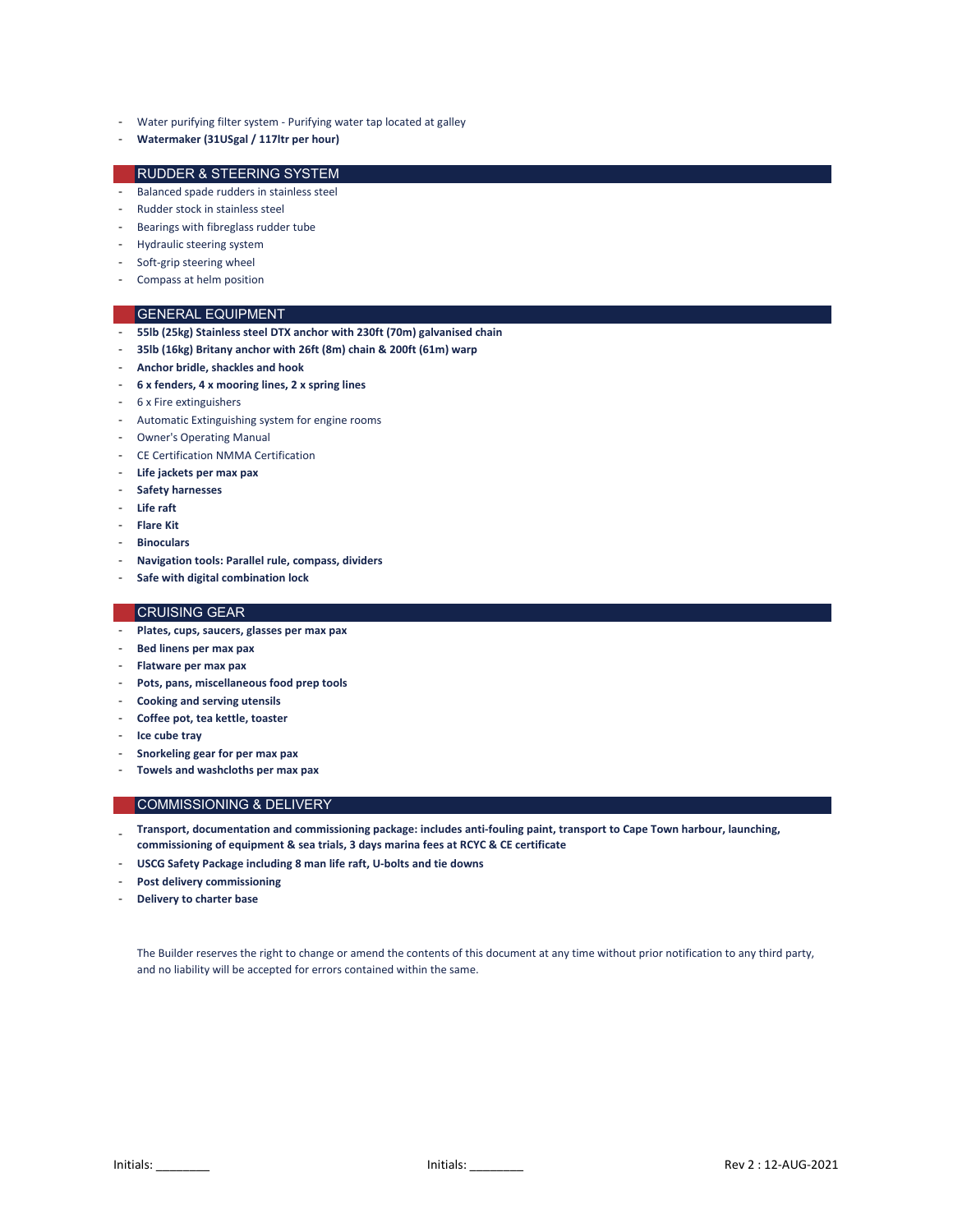- Water purifying filter system - Purifying water tap located at galley
- **Watermaker (31USgal / 117ltr per hour)**

## RUDDER & STEERING SYSTEM

- Balanced spade rudders in stainless steel
- Rudder stock in stainless steel
- Bearings with fibreglass rudder tube
- Hydraulic steering system
- Soft-grip steering wheel
- Compass at helm position

## GENERAL EQUIPMENT

- **55lb (25kg) Stainless steel DTX anchor with 230ft (70m) galvanised chain**
- **35lb (16kg) Britany anchor with 26ft (8m) chain & 200ft (61m) warp**
- **Anchor bridle, shackles and hook**
- **6 x fenders, 4 x mooring lines, 2 x spring lines**
- 6 x Fire extinguishers
- Automatic Extinguishing system for engine rooms
- Owner's Operating Manual
- CE Certification NMMA Certification
- **Life jackets per max pax**
- **Safety harnesses**
- **Life raft**
- **Flare Kit**
- **Binoculars**
- **Navigation tools: Parallel rule, compass, dividers**
- **Safe with digital combination lock**

## CRUISING GEAR

- **Plates, cups, saucers, glasses per max pax**
- **Bed linens per max pax**
- **Flatware per max pax**
- **Pots, pans, miscellaneous food prep tools**
- **Cooking and serving utensils**
- **Coffee pot, tea kettle, toaster**
- **Ice cube tray**
- **Snorkeling gear for per max pax**
- **Towels and washcloths per max pax**

## COMMISSIONING & DELIVERY

- **Transport, documentation and commissioning package: includes anti-fouling paint, transport to Cape Town harbour, launching, commissioning of equipment & sea trials, 3 days marina fees at RCYC & CE certificate**
- **USCG Safety Package including 8 man life raft, U-bolts and tie downs**
- **Post delivery commissioning**
- **Delivery to charter base**

The Builder reserves the right to change or amend the contents of this document at any time without prior notification to any third party, and no liability will be accepted for errors contained within the same.

Initials: ________ Initials: ________ Rev 2 : 12-AUG-2021